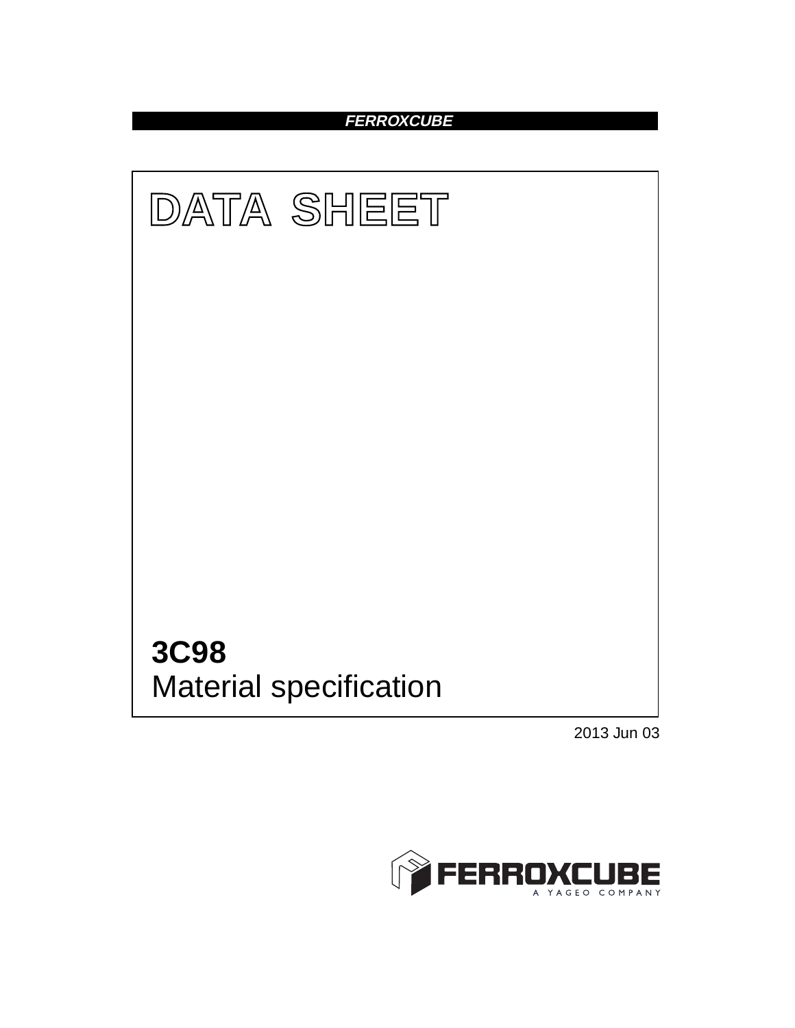FERROXCUBE

# DATA SHEET

## 3C98
Material specification

2013 Jun 03

FERROXCUBE
A YAGEO COMPANY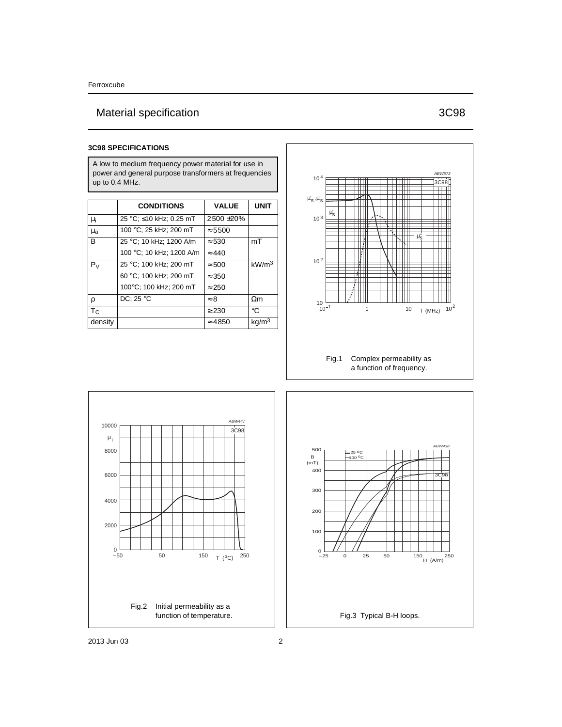Ferroxcube

# Material specification 3C98

### 3C98 SPECIFICATIONS

A low to medium frequency power material for use in power and general purpose transformers at frequencies up to 0.4 MHz.

| | CONDITIONS | VALUE | UNIT |
|---|---|---|---|
| $\mu_i$ | 25 °C; ≤10 kHz; 0.25 mT | 2500 ±20% | |
| $\mu_a$ | 100 °C; 25 kHz; 200 mT | ≈ 5500 | |
| B | 25 °C; 10 kHz; 1200 A/m | ≈ 530 | mT |
| | 100 °C; 10 kHz; 1200 A/m | ≈ 440 | |
| $P_V$ | 25 °C; 100 kHz; 200 mT | ≈ 500 | $kW/m^3$ |
| | 60 °C; 100 kHz; 200 mT | ≈ 350 | |
| | 100°C; 100 kHz; 200 mT | ≈ 250 | |
| ρ | DC; 25 °C | ≈ 8 | Ωm |
| $T_C$ | | ≥ 230 | °C |
| density | | ≈ 4850 | $kg/m^3$ |

Fig.1 Complex permeability as a function of frequency.

Fig.2 Initial permeability as a function of temperature.

Fig.3 Typical B-H loops.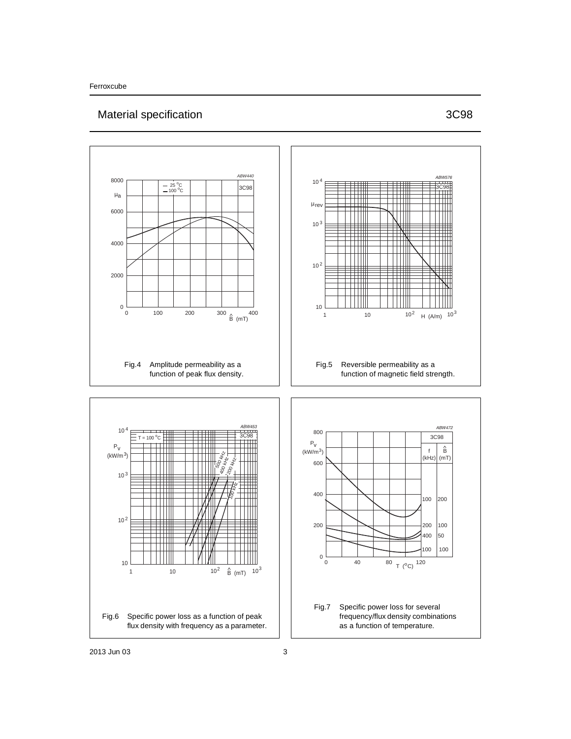## Material specification 3C98

Fig.4 Amplitude permeability as a function of peak flux density.

Fig.5 Reversible permeability as a function of magnetic field strength.

Fig.6 Specific power loss as a function of peak flux density with frequency as a parameter.

Fig.7 Specific power loss for several frequency/flux density combinations as a function of temperature.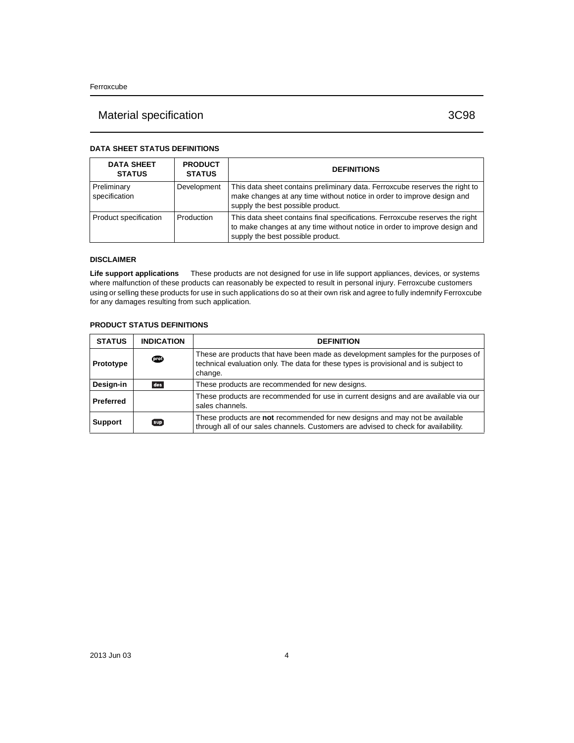## Material specification 3C98

### DATA SHEET STATUS DEFINITIONS

| DATA SHEET STATUS | PRODUCT STATUS | DEFINITIONS |
|---|---|---|
| Preliminary specification | Development | This data sheet contains preliminary data. Ferroxcube reserves the right to make changes at any time without notice in order to improve design and supply the best possible product. |
| Product specification | Production | This data sheet contains final specifications. Ferroxcube reserves the right to make changes at any time without notice in order to improve design and supply the best possible product. |

### DISCLAIMER

**Life support applications** These products are not designed for use in life support appliances, devices, or systems where malfunction of these products can reasonably be expected to result in personal injury. Ferroxcube customers using or selling these products for use in such applications do so at their own risk and agree to fully indemnify Ferroxcube for any damages resulting from such application.

### PRODUCT STATUS DEFINITIONS

| STATUS | INDICATION | DEFINITION |
|---|---|---|
| **Prototype** | prot | These are products that have been made as development samples for the purposes of technical evaluation only. The data for these types is provisional and is subject to change. |
| **Design-in** | des | These products are recommended for new designs. |
| **Preferred** | | These products are recommended for use in current designs and are available via our sales channels. |
| **Support** | sup | These products are **not** recommended for new designs and may not be available through all of our sales channels. Customers are advised to check for availability. |